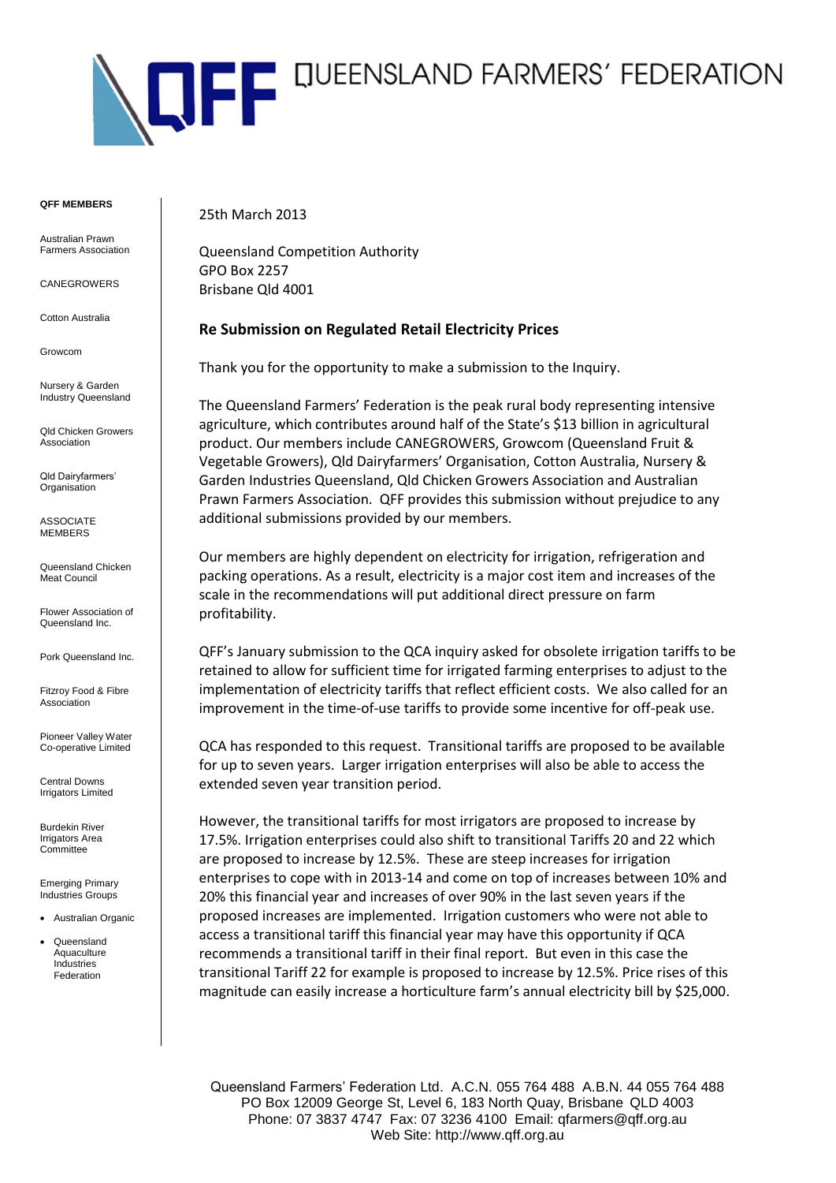# QUEENSLAND FARMERS' FEDERATION

**QFF MEMBERS**

Australian Prawn Farmers Association

CANEGROWERS

Cotton Australia

Growcom

Nursery & Garden Industry Queensland

Qld Chicken Growers Association

Qld Dairyfarmers' Organisation

ASSOCIATE MEMBERS

Queensland Chicken Meat Council

Flower Association of Queensland Inc.

Pork Queensland Inc.

Fitzroy Food & Fibre Association

Pioneer Valley Water Co-operative Limited

Central Downs Irrigators Limited

Burdekin River Irrigators Area Committee

Emerging Primary Industries Groups

- Australian Organic
- Queensland Aquaculture Industries Federation

25th March 2013

Queensland Competition Authority
GPO Box 2257
Brisbane Qld 4001

**Re Submission on Regulated Retail Electricity Prices**

Thank you for the opportunity to make a submission to the Inquiry.

The Queensland Farmers' Federation is the peak rural body representing intensive agriculture, which contributes around half of the State's $13 billion in agricultural product. Our members include CANEGROWERS, Growcom (Queensland Fruit & Vegetable Growers), Qld Dairyfarmers' Organisation, Cotton Australia, Nursery & Garden Industries Queensland, Qld Chicken Growers Association and Australian Prawn Farmers Association. QFF provides this submission without prejudice to any additional submissions provided by our members.

Our members are highly dependent on electricity for irrigation, refrigeration and packing operations. As a result, electricity is a major cost item and increases of the scale in the recommendations will put additional direct pressure on farm profitability.

QFF's January submission to the QCA inquiry asked for obsolete irrigation tariffs to be retained to allow for sufficient time for irrigated farming enterprises to adjust to the implementation of electricity tariffs that reflect efficient costs. We also called for an improvement in the time-of-use tariffs to provide some incentive for off-peak use.

QCA has responded to this request. Transitional tariffs are proposed to be available for up to seven years. Larger irrigation enterprises will also be able to access the extended seven year transition period.

However, the transitional tariffs for most irrigators are proposed to increase by 17.5%. Irrigation enterprises could also shift to transitional Tariffs 20 and 22 which are proposed to increase by 12.5%. These are steep increases for irrigation enterprises to cope with in 2013-14 and come on top of increases between 10% and 20% this financial year and increases of over 90% in the last seven years if the proposed increases are implemented. Irrigation customers who were not able to access a transitional tariff this financial year may have this opportunity if QCA recommends a transitional tariff in their final report. But even in this case the transitional Tariff 22 for example is proposed to increase by 12.5%. Price rises of this magnitude can easily increase a horticulture farm's annual electricity bill by $25,000.

Queensland Farmers' Federation Ltd. A.C.N. 055 764 488 A.B.N. 44 055 764 488
PO Box 12009 George St, Level 6, 183 North Quay, Brisbane QLD 4003
Phone: 07 3837 4747 Fax: 07 3236 4100 Email: qfarmers@qff.org.au
Web Site: http://www.qff.org.au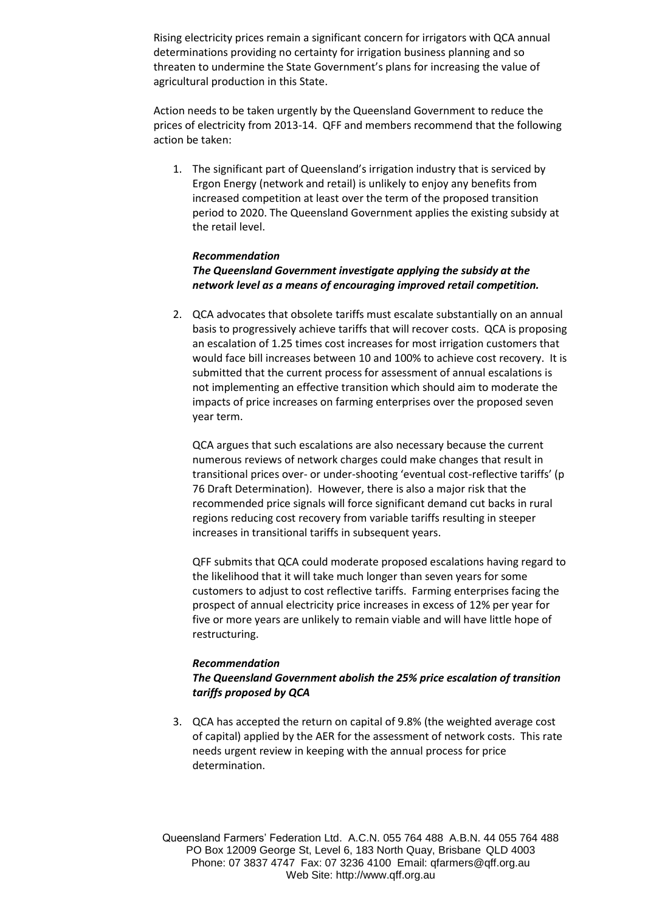Rising electricity prices remain a significant concern for irrigators with QCA annual determinations providing no certainty for irrigation business planning and so threaten to undermine the State Government's plans for increasing the value of agricultural production in this State.

Action needs to be taken urgently by the Queensland Government to reduce the prices of electricity from 2013-14. QFF and members recommend that the following action be taken:

1. The significant part of Queensland's irrigation industry that is serviced by Ergon Energy (network and retail) is unlikely to enjoy any benefits from increased competition at least over the term of the proposed transition period to 2020. The Queensland Government applies the existing subsidy at the retail level.

   ***Recommendation***
   ***The Queensland Government investigate applying the subsidy at the network level as a means of encouraging improved retail competition.***

2. QCA advocates that obsolete tariffs must escalate substantially on an annual basis to progressively achieve tariffs that will recover costs. QCA is proposing an escalation of 1.25 times cost increases for most irrigation customers that would face bill increases between 10 and 100% to achieve cost recovery. It is submitted that the current process for assessment of annual escalations is not implementing an effective transition which should aim to moderate the impacts of price increases on farming enterprises over the proposed seven year term.

   QCA argues that such escalations are also necessary because the current numerous reviews of network charges could make changes that result in transitional prices over- or under-shooting 'eventual cost-reflective tariffs' (p 76 Draft Determination). However, there is also a major risk that the recommended price signals will force significant demand cut backs in rural regions reducing cost recovery from variable tariffs resulting in steeper increases in transitional tariffs in subsequent years.

   QFF submits that QCA could moderate proposed escalations having regard to the likelihood that it will take much longer than seven years for some customers to adjust to cost reflective tariffs. Farming enterprises facing the prospect of annual electricity price increases in excess of 12% per year for five or more years are unlikely to remain viable and will have little hope of restructuring.

   ***Recommendation***
   ***The Queensland Government abolish the 25% price escalation of transition tariffs proposed by QCA***

3. QCA has accepted the return on capital of 9.8% (the weighted average cost of capital) applied by the AER for the assessment of network costs. This rate needs urgent review in keeping with the annual process for price determination.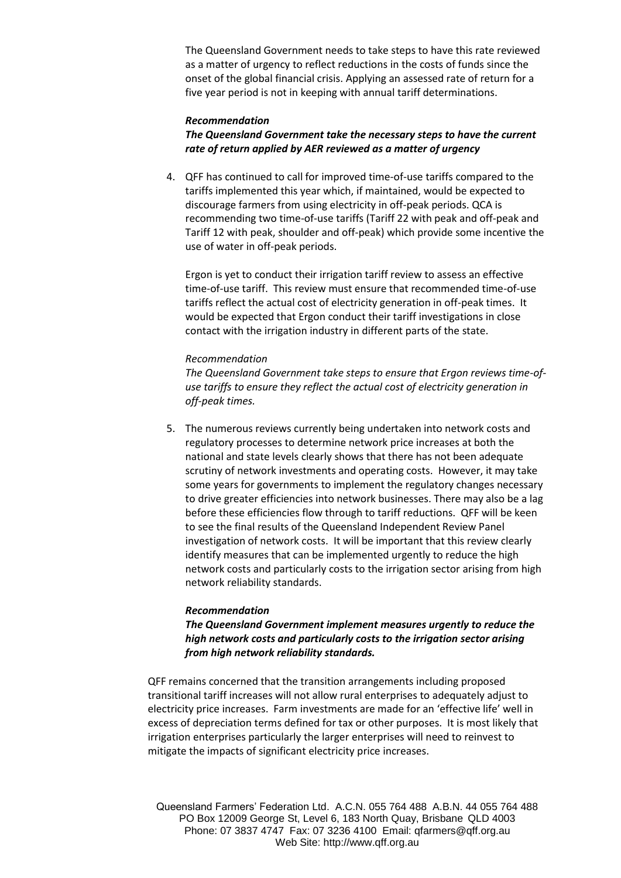The Queensland Government needs to take steps to have this rate reviewed as a matter of urgency to reflect reductions in the costs of funds since the onset of the global financial crisis. Applying an assessed rate of return for a five year period is not in keeping with annual tariff determinations.

***Recommendation***
***The Queensland Government take the necessary steps to have the current rate of return applied by AER reviewed as a matter of urgency***

4. QFF has continued to call for improved time-of-use tariffs compared to the tariffs implemented this year which, if maintained, would be expected to discourage farmers from using electricity in off-peak periods. QCA is recommending two time-of-use tariffs (Tariff 22 with peak and off-peak and Tariff 12 with peak, shoulder and off-peak) which provide some incentive the use of water in off-peak periods.

   Ergon is yet to conduct their irrigation tariff review to assess an effective time-of-use tariff. This review must ensure that recommended time-of-use tariffs reflect the actual cost of electricity generation in off-peak times. It would be expected that Ergon conduct their tariff investigations in close contact with the irrigation industry in different parts of the state.

   *Recommendation*
   *The Queensland Government take steps to ensure that Ergon reviews time-of-use tariffs to ensure they reflect the actual cost of electricity generation in off-peak times.*

5. The numerous reviews currently being undertaken into network costs and regulatory processes to determine network price increases at both the national and state levels clearly shows that there has not been adequate scrutiny of network investments and operating costs. However, it may take some years for governments to implement the regulatory changes necessary to drive greater efficiencies into network businesses. There may also be a lag before these efficiencies flow through to tariff reductions. QFF will be keen to see the final results of the Queensland Independent Review Panel investigation of network costs. It will be important that this review clearly identify measures that can be implemented urgently to reduce the high network costs and particularly costs to the irrigation sector arising from high network reliability standards.

   ***Recommendation***
   ***The Queensland Government implement measures urgently to reduce the high network costs and particularly costs to the irrigation sector arising from high network reliability standards.***

QFF remains concerned that the transition arrangements including proposed transitional tariff increases will not allow rural enterprises to adequately adjust to electricity price increases. Farm investments are made for an 'effective life' well in excess of depreciation terms defined for tax or other purposes. It is most likely that irrigation enterprises particularly the larger enterprises will need to reinvest to mitigate the impacts of significant electricity price increases.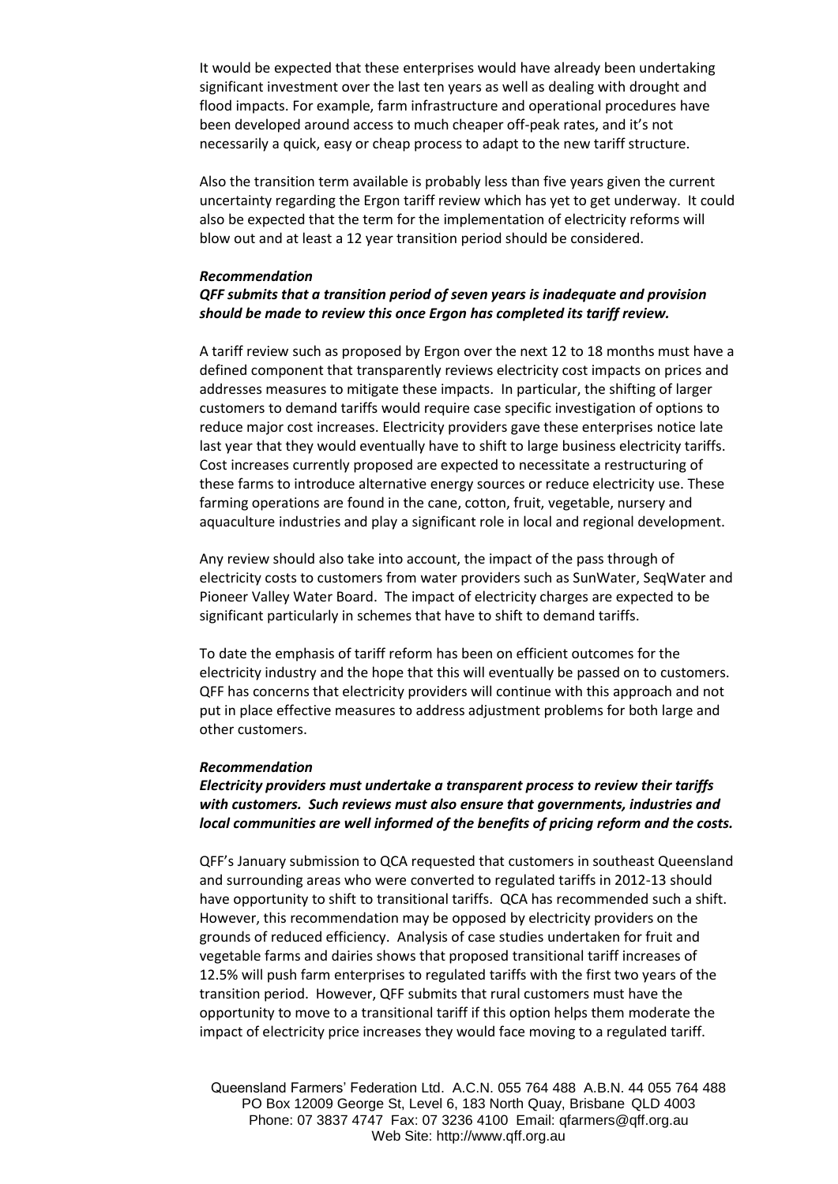It would be expected that these enterprises would have already been undertaking significant investment over the last ten years as well as dealing with drought and flood impacts. For example, farm infrastructure and operational procedures have been developed around access to much cheaper off-peak rates, and it's not necessarily a quick, easy or cheap process to adapt to the new tariff structure.

Also the transition term available is probably less than five years given the current uncertainty regarding the Ergon tariff review which has yet to get underway. It could also be expected that the term for the implementation of electricity reforms will blow out and at least a 12 year transition period should be considered.

***Recommendation***

***QFF submits that a transition period of seven years is inadequate and provision should be made to review this once Ergon has completed its tariff review.***

A tariff review such as proposed by Ergon over the next 12 to 18 months must have a defined component that transparently reviews electricity cost impacts on prices and addresses measures to mitigate these impacts. In particular, the shifting of larger customers to demand tariffs would require case specific investigation of options to reduce major cost increases. Electricity providers gave these enterprises notice late last year that they would eventually have to shift to large business electricity tariffs. Cost increases currently proposed are expected to necessitate a restructuring of these farms to introduce alternative energy sources or reduce electricity use. These farming operations are found in the cane, cotton, fruit, vegetable, nursery and aquaculture industries and play a significant role in local and regional development.

Any review should also take into account, the impact of the pass through of electricity costs to customers from water providers such as SunWater, SeqWater and Pioneer Valley Water Board. The impact of electricity charges are expected to be significant particularly in schemes that have to shift to demand tariffs.

To date the emphasis of tariff reform has been on efficient outcomes for the electricity industry and the hope that this will eventually be passed on to customers. QFF has concerns that electricity providers will continue with this approach and not put in place effective measures to address adjustment problems for both large and other customers.

***Recommendation***

***Electricity providers must undertake a transparent process to review their tariffs with customers. Such reviews must also ensure that governments, industries and local communities are well informed of the benefits of pricing reform and the costs.***

QFF's January submission to QCA requested that customers in southeast Queensland and surrounding areas who were converted to regulated tariffs in 2012-13 should have opportunity to shift to transitional tariffs. QCA has recommended such a shift. However, this recommendation may be opposed by electricity providers on the grounds of reduced efficiency. Analysis of case studies undertaken for fruit and vegetable farms and dairies shows that proposed transitional tariff increases of 12.5% will push farm enterprises to regulated tariffs with the first two years of the transition period. However, QFF submits that rural customers must have the opportunity to move to a transitional tariff if this option helps them moderate the impact of electricity price increases they would face moving to a regulated tariff.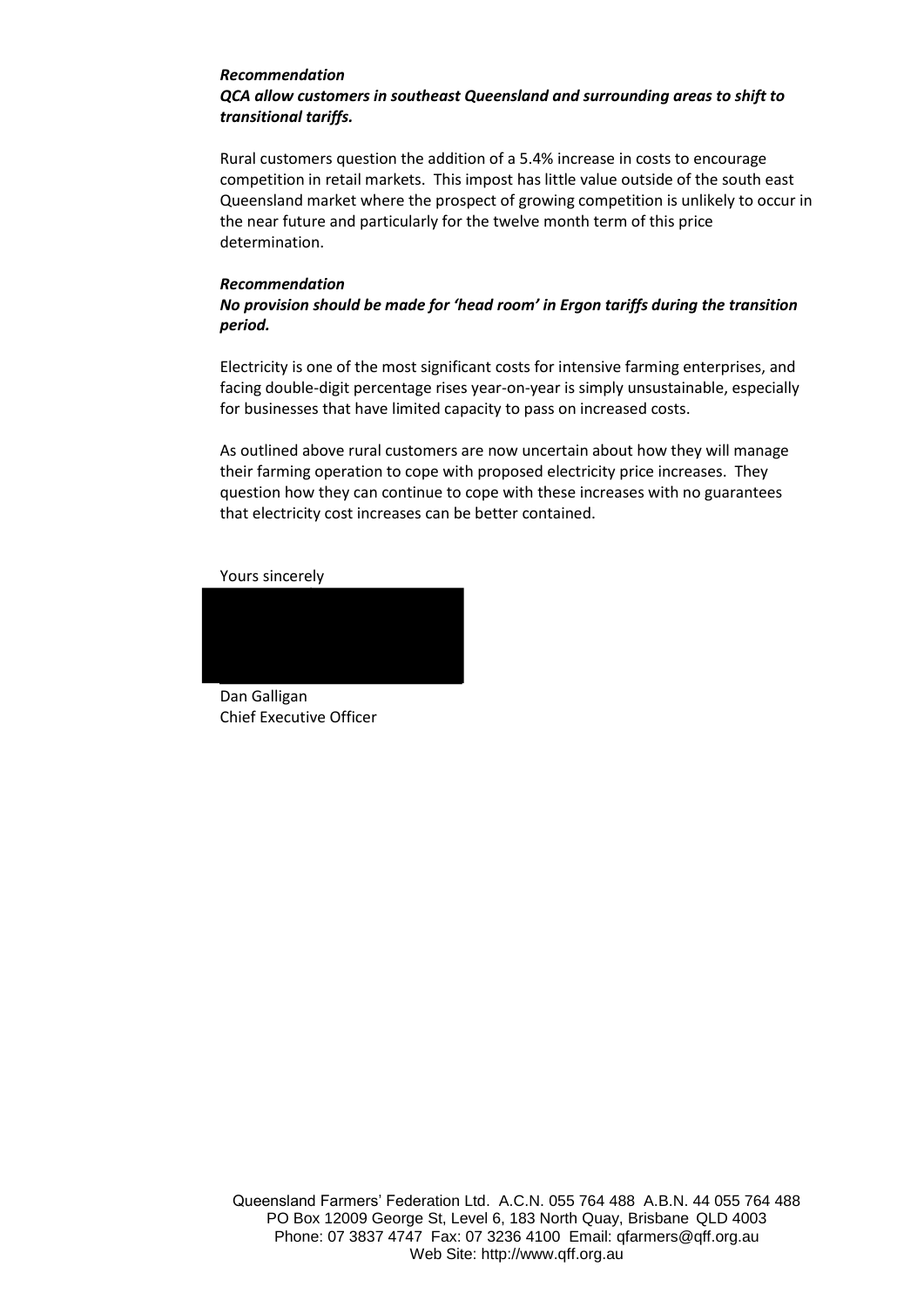***Recommendation***

***QCA allow customers in southeast Queensland and surrounding areas to shift to transitional tariffs.***

Rural customers question the addition of a 5.4% increase in costs to encourage competition in retail markets. This impost has little value outside of the south east Queensland market where the prospect of growing competition is unlikely to occur in the near future and particularly for the twelve month term of this price determination.

***Recommendation***

***No provision should be made for 'head room' in Ergon tariffs during the transition period.***

Electricity is one of the most significant costs for intensive farming enterprises, and facing double-digit percentage rises year-on-year is simply unsustainable, especially for businesses that have limited capacity to pass on increased costs.

As outlined above rural customers are now uncertain about how they will manage their farming operation to cope with proposed electricity price increases. They question how they can continue to cope with these increases with no guarantees that electricity cost increases can be better contained.

Yours sincerely

Dan Galligan
Chief Executive Officer

Queensland Farmers' Federation Ltd. A.C.N. 055 764 488 A.B.N. 44 055 764 488
PO Box 12009 George St, Level 6, 183 North Quay, Brisbane QLD 4003
Phone: 07 3837 4747 Fax: 07 3236 4100 Email: qfarmers@qff.org.au
Web Site: http://www.qff.org.au